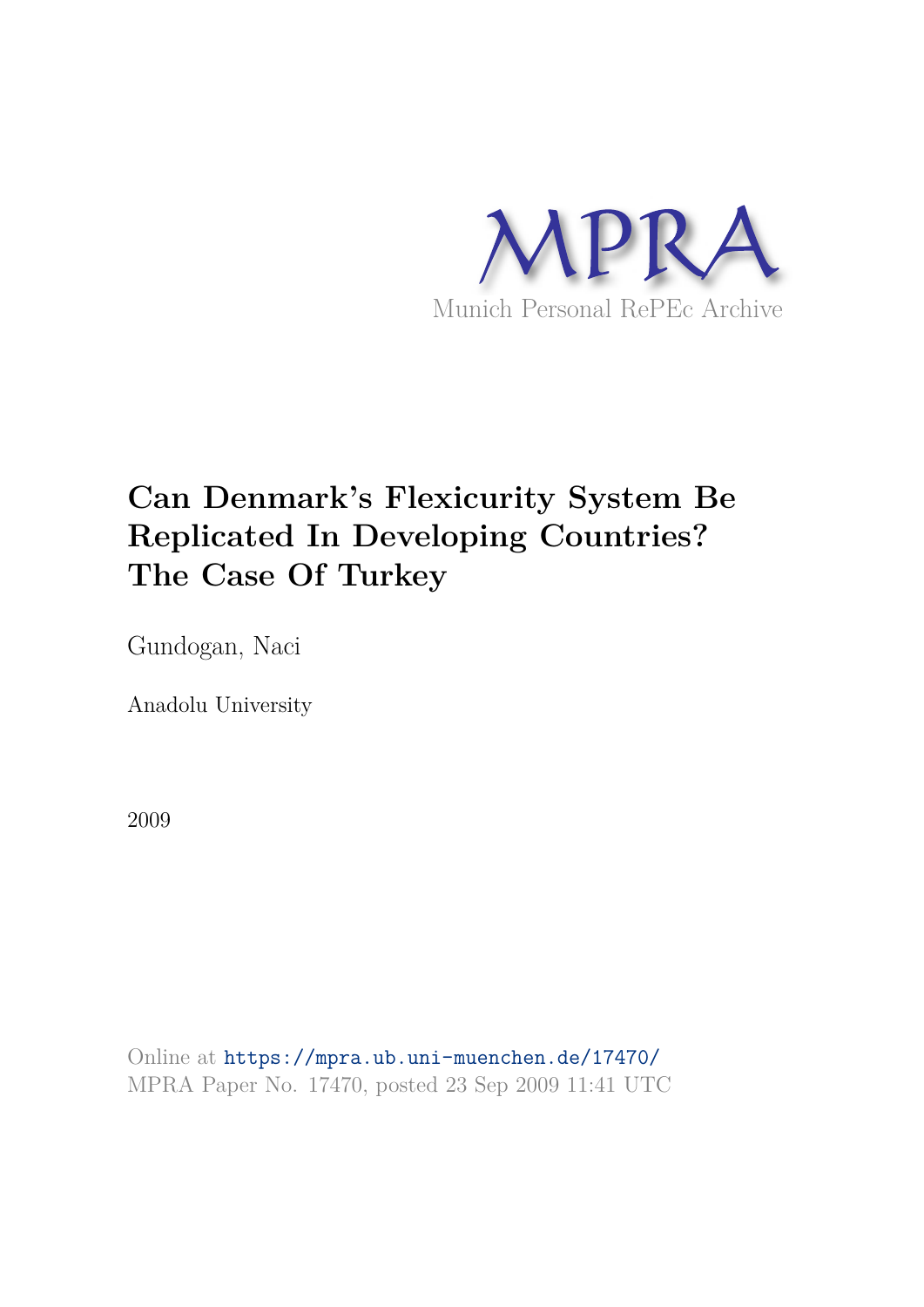MPRA

Munich Personal RePEc Archive

# Can Denmark's Flexicurity System Be Replicated In Developing Countries? The Case Of Turkey

Gundogan, Naci

Anadolu University

2009

Online at https://mpra.ub.uni-muenchen.de/17470/
MPRA Paper No. 17470, posted 23 Sep 2009 11:41 UTC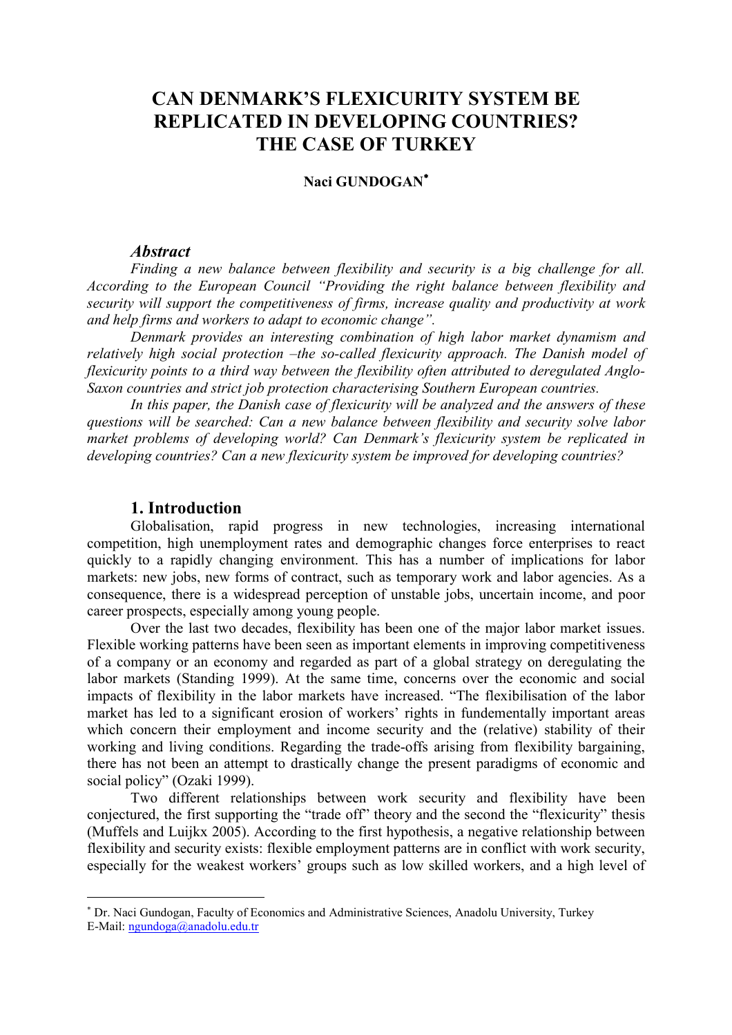# CAN DENMARK'S FLEXICURITY SYSTEM BE REPLICATED IN DEVELOPING COUNTRIES? THE CASE OF TURKEY

**Naci GUNDOGAN***

### *Abstract*

*Finding a new balance between flexibility and security is a big challenge for all. According to the European Council "Providing the right balance between flexibility and security will support the competitiveness of firms, increase quality and productivity at work and help firms and workers to adapt to economic change".*

*Denmark provides an interesting combination of high labor market dynamism and relatively high social protection –the so-called flexicurity approach. The Danish model of flexicurity points to a third way between the flexibility often attributed to deregulated Anglo-Saxon countries and strict job protection characterising Southern European countries.*

*In this paper, the Danish case of flexicurity will be analyzed and the answers of these questions will be searched: Can a new balance between flexibility and security solve labor market problems of developing world? Can Denmark's flexicurity system be replicated in developing countries? Can a new flexicurity system be improved for developing countries?*

## 1. Introduction

Globalisation, rapid progress in new technologies, increasing international competition, high unemployment rates and demographic changes force enterprises to react quickly to a rapidly changing environment. This has a number of implications for labor markets: new jobs, new forms of contract, such as temporary work and labor agencies. As a consequence, there is a widespread perception of unstable jobs, uncertain income, and poor career prospects, especially among young people.

Over the last two decades, flexibility has been one of the major labor market issues. Flexible working patterns have been seen as important elements in improving competitiveness of a company or an economy and regarded as part of a global strategy on deregulating the labor markets (Standing 1999). At the same time, concerns over the economic and social impacts of flexibility in the labor markets have increased. "The flexibilisation of the labor market has led to a significant erosion of workers' rights in fundementally important areas which concern their employment and income security and the (relative) stability of their working and living conditions. Regarding the trade-offs arising from flexibility bargaining, there has not been an attempt to drastically change the present paradigms of economic and social policy" (Ozaki 1999).

Two different relationships between work security and flexibility have been conjectured, the first supporting the "trade off" theory and the second the "flexicurity" thesis (Muffels and Luijkx 2005). According to the first hypothesis, a negative relationship between flexibility and security exists: flexible employment patterns are in conflict with work security, especially for the weakest workers' groups such as low skilled workers, and a high level of

---

* Dr. Naci Gundogan, Faculty of Economics and Administrative Sciences, Anadolu University, Turkey
E-Mail: ngundoga@anadolu.edu.tr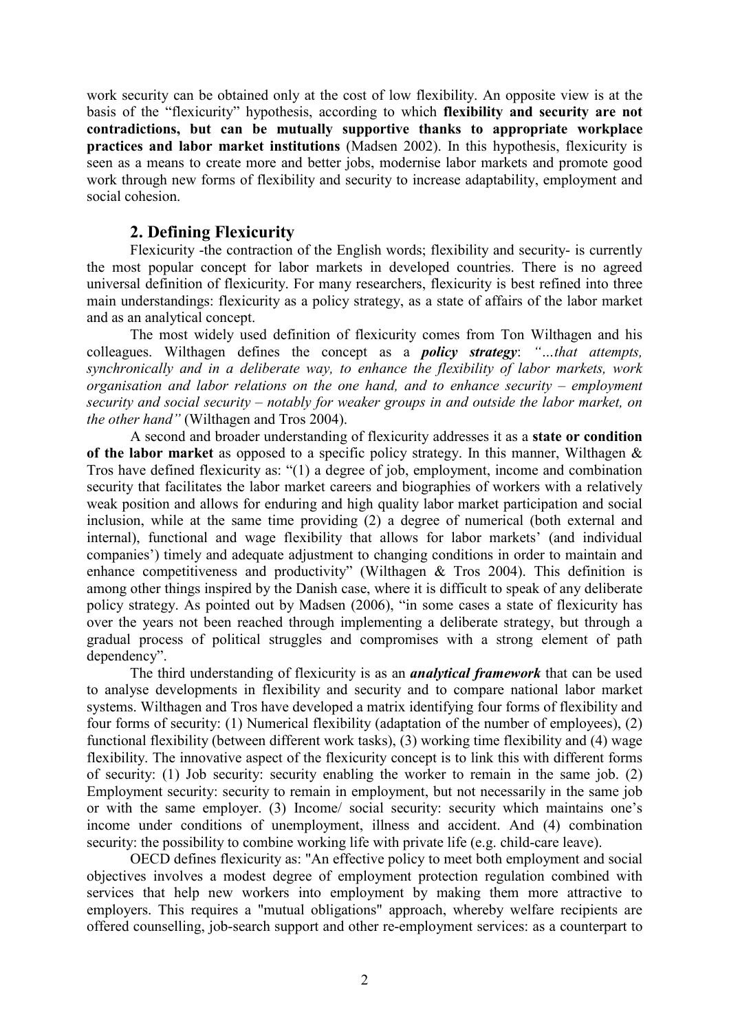work security can be obtained only at the cost of low flexibility. An opposite view is at the basis of the "flexicurity" hypothesis, according to which **flexibility and security are not contradictions, but can be mutually supportive thanks to appropriate workplace practices and labor market institutions** (Madsen 2002). In this hypothesis, flexicurity is seen as a means to create more and better jobs, modernise labor markets and promote good work through new forms of flexibility and security to increase adaptability, employment and social cohesion.

## 2. Defining Flexicurity

Flexicurity -the contraction of the English words; flexibility and security- is currently the most popular concept for labor markets in developed countries. There is no agreed universal definition of flexicurity. For many researchers, flexicurity is best refined into three main understandings: flexicurity as a policy strategy, as a state of affairs of the labor market and as an analytical concept.

The most widely used definition of flexicurity comes from Ton Wilthagen and his colleagues. Wilthagen defines the concept as a ***policy strategy***: *"…that attempts, synchronically and in a deliberate way, to enhance the flexibility of labor markets, work organisation and labor relations on the one hand, and to enhance security – employment security and social security – notably for weaker groups in and outside the labor market, on the other hand"* (Wilthagen and Tros 2004).

A second and broader understanding of flexicurity addresses it as a **state or condition of the labor market** as opposed to a specific policy strategy. In this manner, Wilthagen & Tros have defined flexicurity as: "(1) a degree of job, employment, income and combination security that facilitates the labor market careers and biographies of workers with a relatively weak position and allows for enduring and high quality labor market participation and social inclusion, while at the same time providing (2) a degree of numerical (both external and internal), functional and wage flexibility that allows for labor markets' (and individual companies') timely and adequate adjustment to changing conditions in order to maintain and enhance competitiveness and productivity" (Wilthagen & Tros 2004). This definition is among other things inspired by the Danish case, where it is difficult to speak of any deliberate policy strategy. As pointed out by Madsen (2006), "in some cases a state of flexicurity has over the years not been reached through implementing a deliberate strategy, but through a gradual process of political struggles and compromises with a strong element of path dependency".

The third understanding of flexicurity is as an ***analytical framework*** that can be used to analyse developments in flexibility and security and to compare national labor market systems. Wilthagen and Tros have developed a matrix identifying four forms of flexibility and four forms of security: (1) Numerical flexibility (adaptation of the number of employees), (2) functional flexibility (between different work tasks), (3) working time flexibility and (4) wage flexibility. The innovative aspect of the flexicurity concept is to link this with different forms of security: (1) Job security: security enabling the worker to remain in the same job. (2) Employment security: security to remain in employment, but not necessarily in the same job or with the same employer. (3) Income/ social security: security which maintains one's income under conditions of unemployment, illness and accident. And (4) combination security: the possibility to combine working life with private life (e.g. child-care leave).

OECD defines flexicurity as: "An effective policy to meet both employment and social objectives involves a modest degree of employment protection regulation combined with services that help new workers into employment by making them more attractive to employers. This requires a "mutual obligations" approach, whereby welfare recipients are offered counselling, job-search support and other re-employment services: as a counterpart to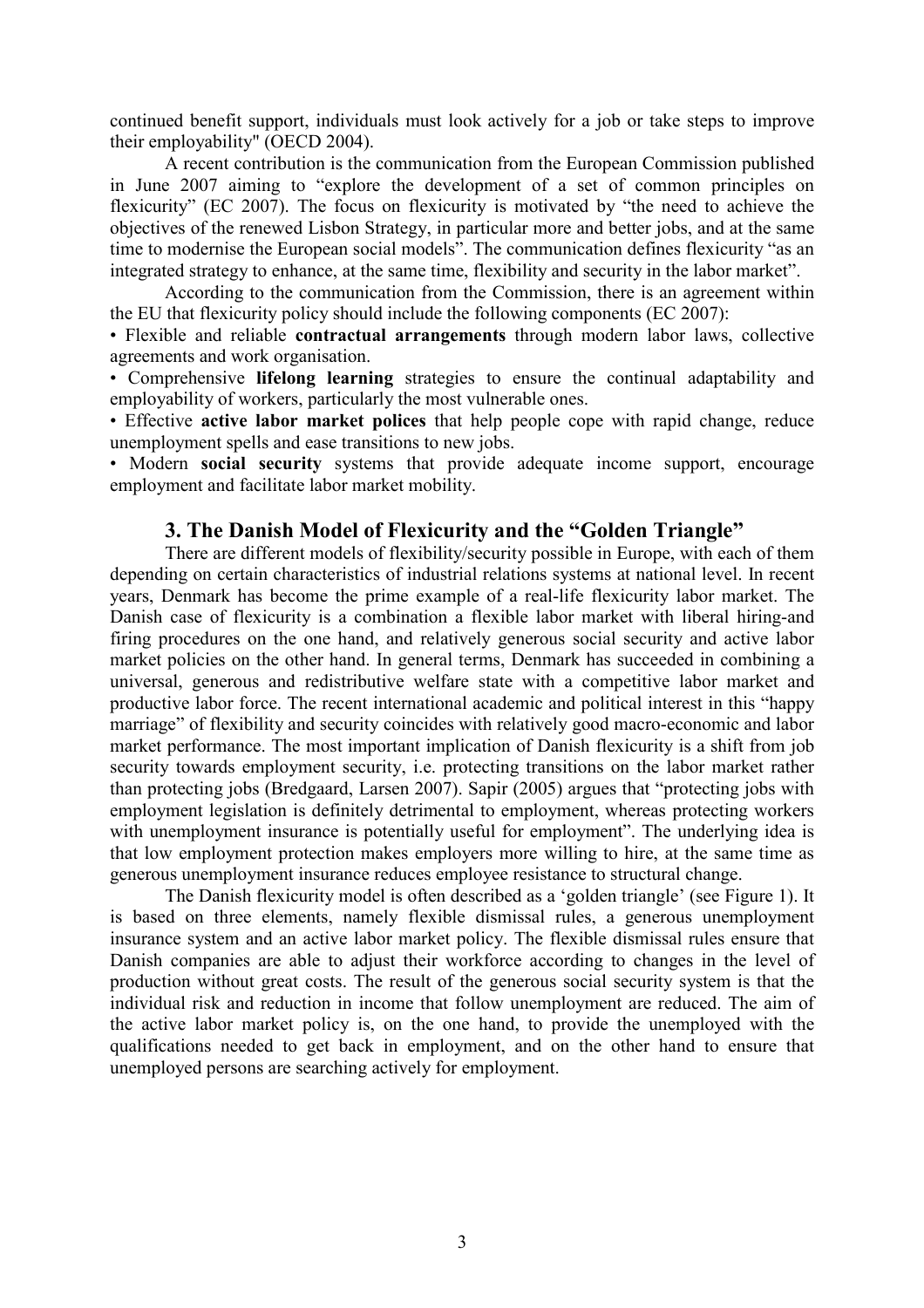continued benefit support, individuals must look actively for a job or take steps to improve their employability" (OECD 2004).

A recent contribution is the communication from the European Commission published in June 2007 aiming to "explore the development of a set of common principles on flexicurity" (EC 2007). The focus on flexicurity is motivated by "the need to achieve the objectives of the renewed Lisbon Strategy, in particular more and better jobs, and at the same time to modernise the European social models". The communication defines flexicurity "as an integrated strategy to enhance, at the same time, flexibility and security in the labor market".

According to the communication from the Commission, there is an agreement within the EU that flexicurity policy should include the following components (EC 2007):

• Flexible and reliable **contractual arrangements** through modern labor laws, collective agreements and work organisation.

• Comprehensive **lifelong learning** strategies to ensure the continual adaptability and employability of workers, particularly the most vulnerable ones.

• Effective **active labor market polices** that help people cope with rapid change, reduce unemployment spells and ease transitions to new jobs.

• Modern **social security** systems that provide adequate income support, encourage employment and facilitate labor market mobility.

## 3. The Danish Model of Flexicurity and the "Golden Triangle"

There are different models of flexibility/security possible in Europe, with each of them depending on certain characteristics of industrial relations systems at national level. In recent years, Denmark has become the prime example of a real-life flexicurity labor market. The Danish case of flexicurity is a combination a flexible labor market with liberal hiring-and firing procedures on the one hand, and relatively generous social security and active labor market policies on the other hand. In general terms, Denmark has succeeded in combining a universal, generous and redistributive welfare state with a competitive labor market and productive labor force. The recent international academic and political interest in this "happy marriage" of flexibility and security coincides with relatively good macro-economic and labor market performance. The most important implication of Danish flexicurity is a shift from job security towards employment security, i.e. protecting transitions on the labor market rather than protecting jobs (Bredgaard, Larsen 2007). Sapir (2005) argues that "protecting jobs with employment legislation is definitely detrimental to employment, whereas protecting workers with unemployment insurance is potentially useful for employment". The underlying idea is that low employment protection makes employers more willing to hire, at the same time as generous unemployment insurance reduces employee resistance to structural change.

The Danish flexicurity model is often described as a 'golden triangle' (see Figure 1). It is based on three elements, namely flexible dismissal rules, a generous unemployment insurance system and an active labor market policy. The flexible dismissal rules ensure that Danish companies are able to adjust their workforce according to changes in the level of production without great costs. The result of the generous social security system is that the individual risk and reduction in income that follow unemployment are reduced. The aim of the active labor market policy is, on the one hand, to provide the unemployed with the qualifications needed to get back in employment, and on the other hand to ensure that unemployed persons are searching actively for employment.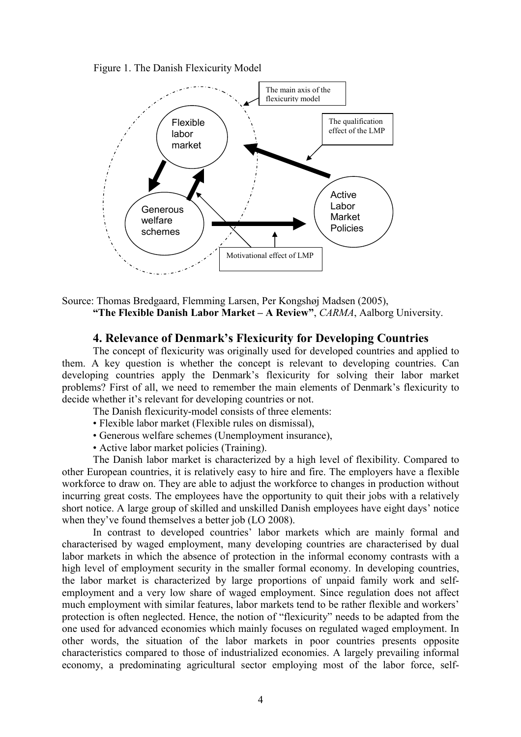Figure 1. The Danish Flexicurity Model

Source: Thomas Bredgaard, Flemming Larsen, Per Kongshøj Madsen (2005), **"The Flexible Danish Labor Market – A Review"**, *CARMA*, Aalborg University.

## 4. Relevance of Denmark's Flexicurity for Developing Countries

The concept of flexicurity was originally used for developed countries and applied to them. A key question is whether the concept is relevant to developing countries. Can developing countries apply the Denmark's flexicurity for solving their labor market problems? First of all, we need to remember the main elements of Denmark's flexicurity to decide whether it's relevant for developing countries or not.

The Danish flexicurity-model consists of three elements:

- Flexible labor market (Flexible rules on dismissal),
- Generous welfare schemes (Unemployment insurance),
- Active labor market policies (Training).

The Danish labor market is characterized by a high level of flexibility. Compared to other European countries, it is relatively easy to hire and fire. The employers have a flexible workforce to draw on. They are able to adjust the workforce to changes in production without incurring great costs. The employees have the opportunity to quit their jobs with a relatively short notice. A large group of skilled and unskilled Danish employees have eight days' notice when they've found themselves a better job (LO 2008).

In contrast to developed countries' labor markets which are mainly formal and characterised by waged employment, many developing countries are characterised by dual labor markets in which the absence of protection in the informal economy contrasts with a high level of employment security in the smaller formal economy. In developing countries, the labor market is characterized by large proportions of unpaid family work and self-employment and a very low share of waged employment. Since regulation does not affect much employment with similar features, labor markets tend to be rather flexible and workers' protection is often neglected. Hence, the notion of "flexicurity" needs to be adapted from the one used for advanced economies which mainly focuses on regulated waged employment. In other words, the situation of the labor markets in poor countries presents opposite characteristics compared to those of industrialized economies. A largely prevailing informal economy, a predominating agricultural sector employing most of the labor force, self-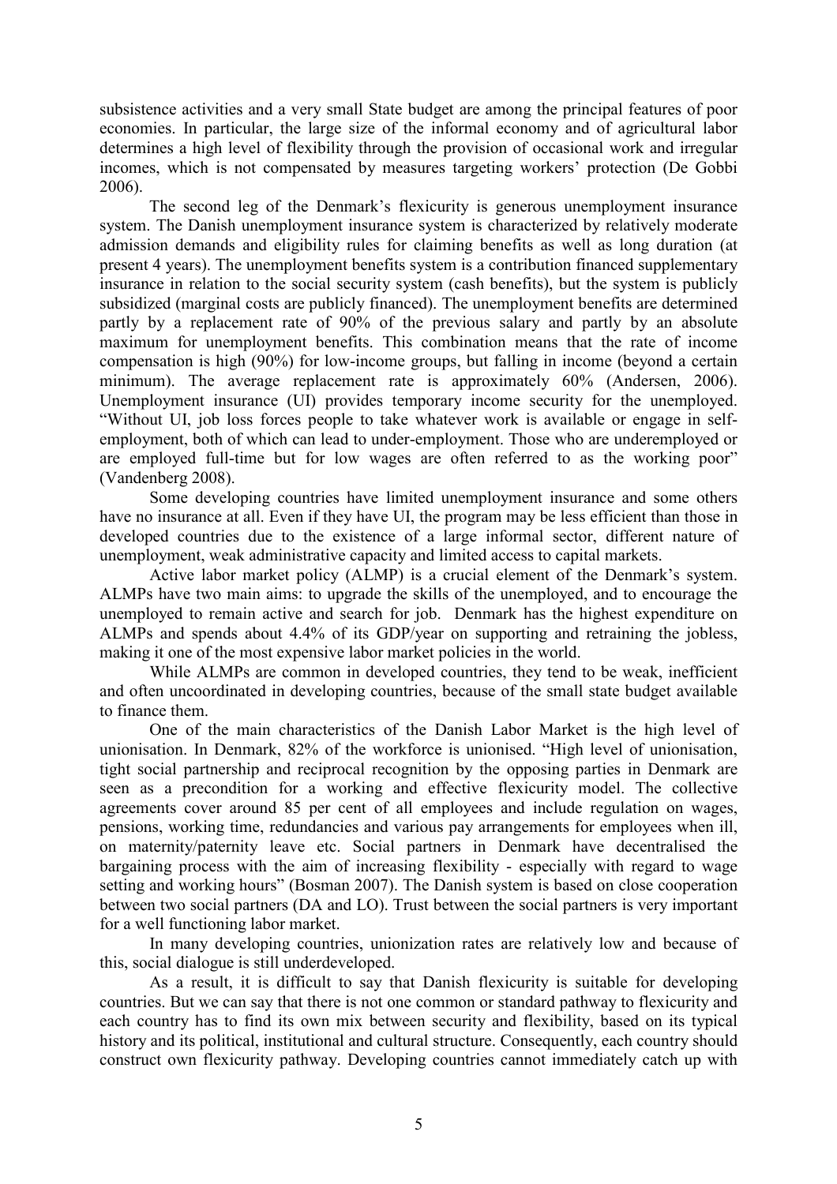subsistence activities and a very small State budget are among the principal features of poor economies. In particular, the large size of the informal economy and of agricultural labor determines a high level of flexibility through the provision of occasional work and irregular incomes, which is not compensated by measures targeting workers' protection (De Gobbi 2006).

The second leg of the Denmark's flexicurity is generous unemployment insurance system. The Danish unemployment insurance system is characterized by relatively moderate admission demands and eligibility rules for claiming benefits as well as long duration (at present 4 years). The unemployment benefits system is a contribution financed supplementary insurance in relation to the social security system (cash benefits), but the system is publicly subsidized (marginal costs are publicly financed). The unemployment benefits are determined partly by a replacement rate of 90% of the previous salary and partly by an absolute maximum for unemployment benefits. This combination means that the rate of income compensation is high (90%) for low-income groups, but falling in income (beyond a certain minimum). The average replacement rate is approximately 60% (Andersen, 2006). Unemployment insurance (UI) provides temporary income security for the unemployed. "Without UI, job loss forces people to take whatever work is available or engage in self-employment, both of which can lead to under-employment. Those who are underemployed or are employed full-time but for low wages are often referred to as the working poor" (Vandenberg 2008).

Some developing countries have limited unemployment insurance and some others have no insurance at all. Even if they have UI, the program may be less efficient than those in developed countries due to the existence of a large informal sector, different nature of unemployment, weak administrative capacity and limited access to capital markets.

Active labor market policy (ALMP) is a crucial element of the Denmark's system. ALMPs have two main aims: to upgrade the skills of the unemployed, and to encourage the unemployed to remain active and search for job. Denmark has the highest expenditure on ALMPs and spends about 4.4% of its GDP/year on supporting and retraining the jobless, making it one of the most expensive labor market policies in the world.

While ALMPs are common in developed countries, they tend to be weak, inefficient and often uncoordinated in developing countries, because of the small state budget available to finance them.

One of the main characteristics of the Danish Labor Market is the high level of unionisation. In Denmark, 82% of the workforce is unionised. "High level of unionisation, tight social partnership and reciprocal recognition by the opposing parties in Denmark are seen as a precondition for a working and effective flexicurity model. The collective agreements cover around 85 per cent of all employees and include regulation on wages, pensions, working time, redundancies and various pay arrangements for employees when ill, on maternity/paternity leave etc. Social partners in Denmark have decentralised the bargaining process with the aim of increasing flexibility - especially with regard to wage setting and working hours" (Bosman 2007). The Danish system is based on close cooperation between two social partners (DA and LO). Trust between the social partners is very important for a well functioning labor market.

In many developing countries, unionization rates are relatively low and because of this, social dialogue is still underdeveloped.

As a result, it is difficult to say that Danish flexicurity is suitable for developing countries. But we can say that there is not one common or standard pathway to flexicurity and each country has to find its own mix between security and flexibility, based on its typical history and its political, institutional and cultural structure. Consequently, each country should construct own flexicurity pathway. Developing countries cannot immediately catch up with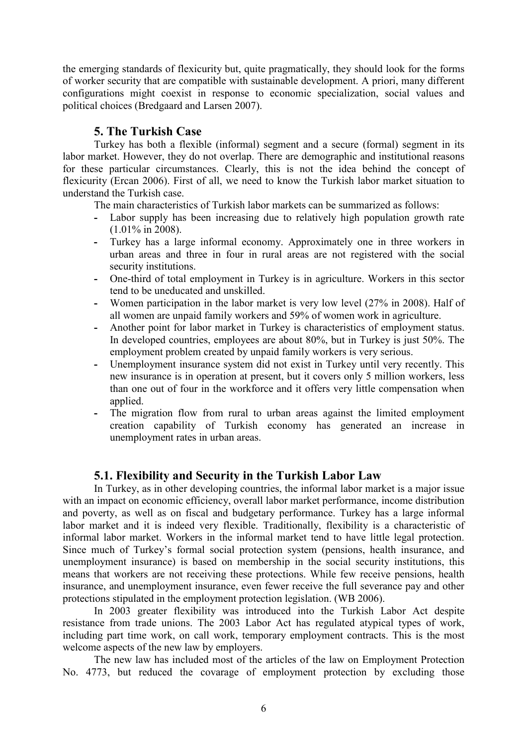the emerging standards of flexicurity but, quite pragmatically, they should look for the forms of worker security that are compatible with sustainable development. A priori, many different configurations might coexist in response to economic specialization, social values and political choices (Bredgaard and Larsen 2007).

## 5. The Turkish Case

Turkey has both a flexible (informal) segment and a secure (formal) segment in its labor market. However, they do not overlap. There are demographic and institutional reasons for these particular circumstances. Clearly, this is not the idea behind the concept of flexicurity (Ercan 2006). First of all, we need to know the Turkish labor market situation to understand the Turkish case.

The main characteristics of Turkish labor markets can be summarized as follows:

- Labor supply has been increasing due to relatively high population growth rate (1.01% in 2008).
- Turkey has a large informal economy. Approximately one in three workers in urban areas and three in four in rural areas are not registered with the social security institutions.
- One-third of total employment in Turkey is in agriculture. Workers in this sector tend to be uneducated and unskilled.
- Women participation in the labor market is very low level (27% in 2008). Half of all women are unpaid family workers and 59% of women work in agriculture.
- Another point for labor market in Turkey is characteristics of employment status. In developed countries, employees are about 80%, but in Turkey is just 50%. The employment problem created by unpaid family workers is very serious.
- Unemployment insurance system did not exist in Turkey until very recently. This new insurance is in operation at present, but it covers only 5 million workers, less than one out of four in the workforce and it offers very little compensation when applied.
- The migration flow from rural to urban areas against the limited employment creation capability of Turkish economy has generated an increase in unemployment rates in urban areas.

### 5.1. Flexibility and Security in the Turkish Labor Law

In Turkey, as in other developing countries, the informal labor market is a major issue with an impact on economic efficiency, overall labor market performance, income distribution and poverty, as well as on fiscal and budgetary performance. Turkey has a large informal labor market and it is indeed very flexible. Traditionally, flexibility is a characteristic of informal labor market. Workers in the informal market tend to have little legal protection. Since much of Turkey's formal social protection system (pensions, health insurance, and unemployment insurance) is based on membership in the social security institutions, this means that workers are not receiving these protections. While few receive pensions, health insurance, and unemployment insurance, even fewer receive the full severance pay and other protections stipulated in the employment protection legislation. (WB 2006).

In 2003 greater flexibility was introduced into the Turkish Labor Act despite resistance from trade unions. The 2003 Labor Act has regulated atypical types of work, including part time work, on call work, temporary employment contracts. This is the most welcome aspects of the new law by employers.

The new law has included most of the articles of the law on Employment Protection No. 4773, but reduced the covarage of employment protection by excluding those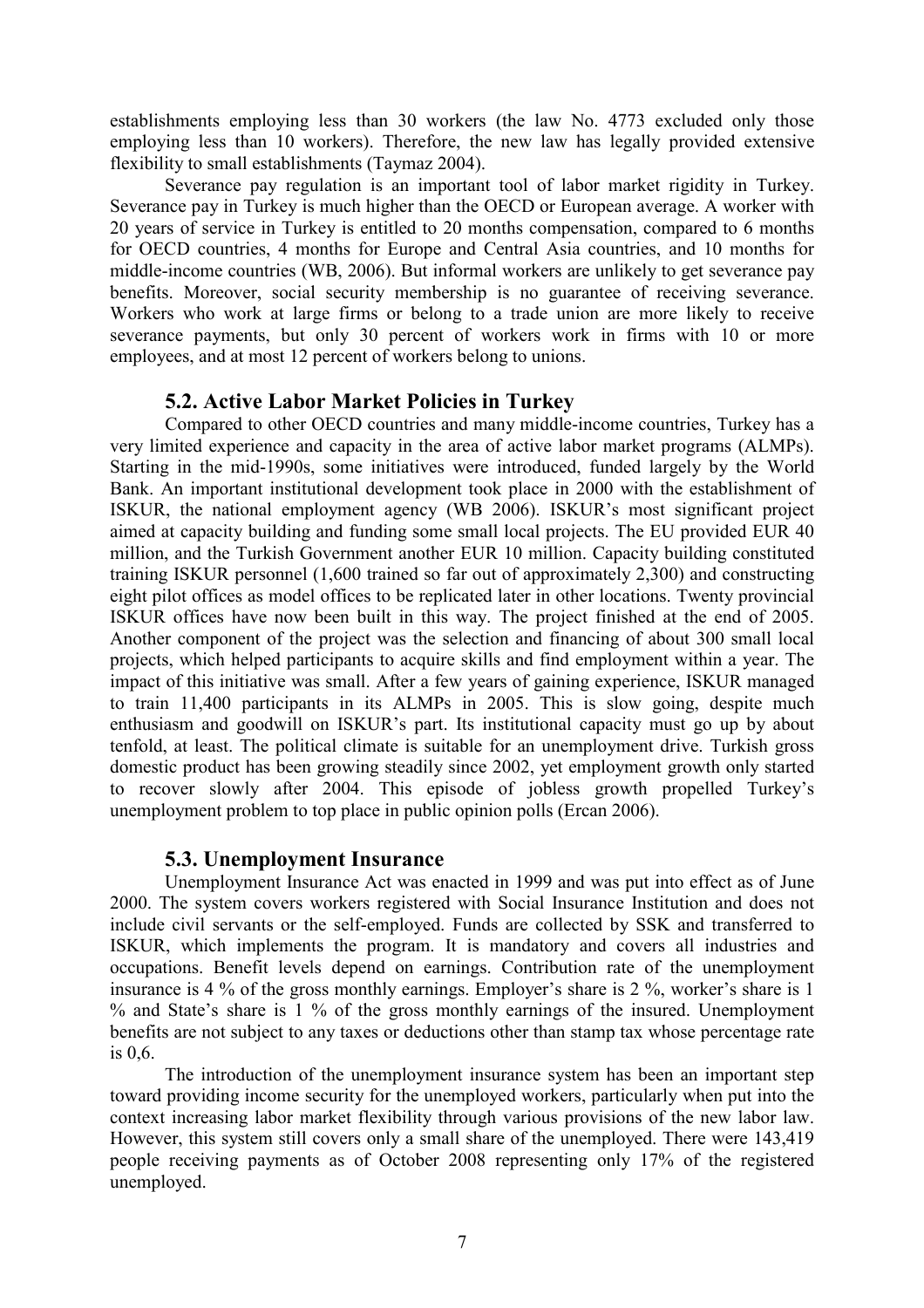establishments employing less than 30 workers (the law No. 4773 excluded only those employing less than 10 workers). Therefore, the new law has legally provided extensive flexibility to small establishments (Taymaz 2004).

Severance pay regulation is an important tool of labor market rigidity in Turkey. Severance pay in Turkey is much higher than the OECD or European average. A worker with 20 years of service in Turkey is entitled to 20 months compensation, compared to 6 months for OECD countries, 4 months for Europe and Central Asia countries, and 10 months for middle-income countries (WB, 2006). But informal workers are unlikely to get severance pay benefits. Moreover, social security membership is no guarantee of receiving severance. Workers who work at large firms or belong to a trade union are more likely to receive severance payments, but only 30 percent of workers work in firms with 10 or more employees, and at most 12 percent of workers belong to unions.

### 5.2. Active Labor Market Policies in Turkey

Compared to other OECD countries and many middle-income countries, Turkey has a very limited experience and capacity in the area of active labor market programs (ALMPs). Starting in the mid-1990s, some initiatives were introduced, funded largely by the World Bank. An important institutional development took place in 2000 with the establishment of ISKUR, the national employment agency (WB 2006). ISKUR's most significant project aimed at capacity building and funding some small local projects. The EU provided EUR 40 million, and the Turkish Government another EUR 10 million. Capacity building constituted training ISKUR personnel (1,600 trained so far out of approximately 2,300) and constructing eight pilot offices as model offices to be replicated later in other locations. Twenty provincial ISKUR offices have now been built in this way. The project finished at the end of 2005. Another component of the project was the selection and financing of about 300 small local projects, which helped participants to acquire skills and find employment within a year. The impact of this initiative was small. After a few years of gaining experience, ISKUR managed to train 11,400 participants in its ALMPs in 2005. This is slow going, despite much enthusiasm and goodwill on ISKUR's part. Its institutional capacity must go up by about tenfold, at least. The political climate is suitable for an unemployment drive. Turkish gross domestic product has been growing steadily since 2002, yet employment growth only started to recover slowly after 2004. This episode of jobless growth propelled Turkey's unemployment problem to top place in public opinion polls (Ercan 2006).

### 5.3. Unemployment Insurance

Unemployment Insurance Act was enacted in 1999 and was put into effect as of June 2000. The system covers workers registered with Social Insurance Institution and does not include civil servants or the self-employed. Funds are collected by SSK and transferred to ISKUR, which implements the program. It is mandatory and covers all industries and occupations. Benefit levels depend on earnings. Contribution rate of the unemployment insurance is 4 % of the gross monthly earnings. Employer's share is 2 %, worker's share is 1 % and State's share is 1 % of the gross monthly earnings of the insured. Unemployment benefits are not subject to any taxes or deductions other than stamp tax whose percentage rate is 0,6.

The introduction of the unemployment insurance system has been an important step toward providing income security for the unemployed workers, particularly when put into the context increasing labor market flexibility through various provisions of the new labor law. However, this system still covers only a small share of the unemployed. There were 143,419 people receiving payments as of October 2008 representing only 17% of the registered unemployed.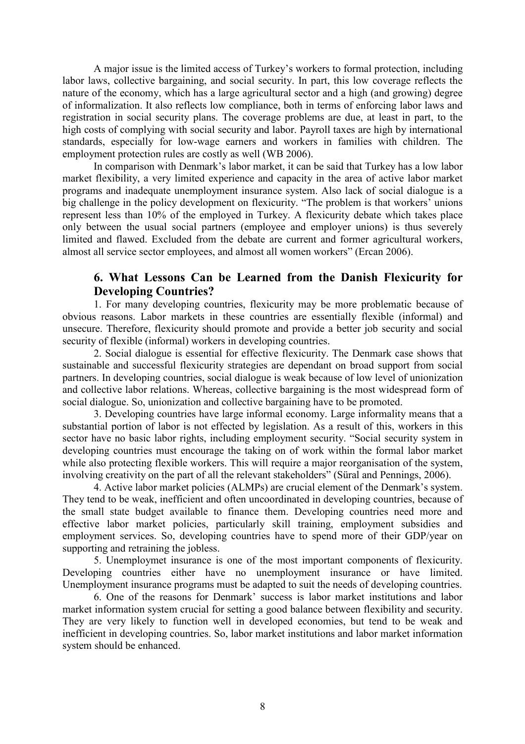A major issue is the limited access of Turkey's workers to formal protection, including labor laws, collective bargaining, and social security. In part, this low coverage reflects the nature of the economy, which has a large agricultural sector and a high (and growing) degree of informalization. It also reflects low compliance, both in terms of enforcing labor laws and registration in social security plans. The coverage problems are due, at least in part, to the high costs of complying with social security and labor. Payroll taxes are high by international standards, especially for low-wage earners and workers in families with children. The employment protection rules are costly as well (WB 2006).

In comparison with Denmark's labor market, it can be said that Turkey has a low labor market flexibility, a very limited experience and capacity in the area of active labor market programs and inadequate unemployment insurance system. Also lack of social dialogue is a big challenge in the policy development on flexicurity. "The problem is that workers' unions represent less than 10% of the employed in Turkey. A flexicurity debate which takes place only between the usual social partners (employee and employer unions) is thus severely limited and flawed. Excluded from the debate are current and former agricultural workers, almost all service sector employees, and almost all women workers" (Ercan 2006).

## 6. What Lessons Can be Learned from the Danish Flexicurity for Developing Countries?

1. For many developing countries, flexicurity may be more problematic because of obvious reasons. Labor markets in these countries are essentially flexible (informal) and unsecure. Therefore, flexicurity should promote and provide a better job security and social security of flexible (informal) workers in developing countries.

2. Social dialogue is essential for effective flexicurity. The Denmark case shows that sustainable and successful flexicurity strategies are dependant on broad support from social partners. In developing countries, social dialogue is weak because of low level of unionization and collective labor relations. Whereas, collective bargaining is the most widespread form of social dialogue. So, unionization and collective bargaining have to be promoted.

3. Developing countries have large informal economy. Large informality means that a substantial portion of labor is not effected by legislation. As a result of this, workers in this sector have no basic labor rights, including employment security. "Social security system in developing countries must encourage the taking on of work within the formal labor market while also protecting flexible workers. This will require a major reorganisation of the system, involving creativity on the part of all the relevant stakeholders" (Süral and Pennings, 2006).

4. Active labor market policies (ALMPs) are crucial element of the Denmark's system. They tend to be weak, inefficient and often uncoordinated in developing countries, because of the small state budget available to finance them. Developing countries need more and effective labor market policies, particularly skill training, employment subsidies and employment services. So, developing countries have to spend more of their GDP/year on supporting and retraining the jobless.

5. Unemploymet insurance is one of the most important components of flexicurity. Developing countries either have no unemployment insurance or have limited. Unemployment insurance programs must be adapted to suit the needs of developing countries.

6. One of the reasons for Denmark' success is labor market institutions and labor market information system crucial for setting a good balance between flexibility and security. They are very likely to function well in developed economies, but tend to be weak and inefficient in developing countries. So, labor market institutions and labor market information system should be enhanced.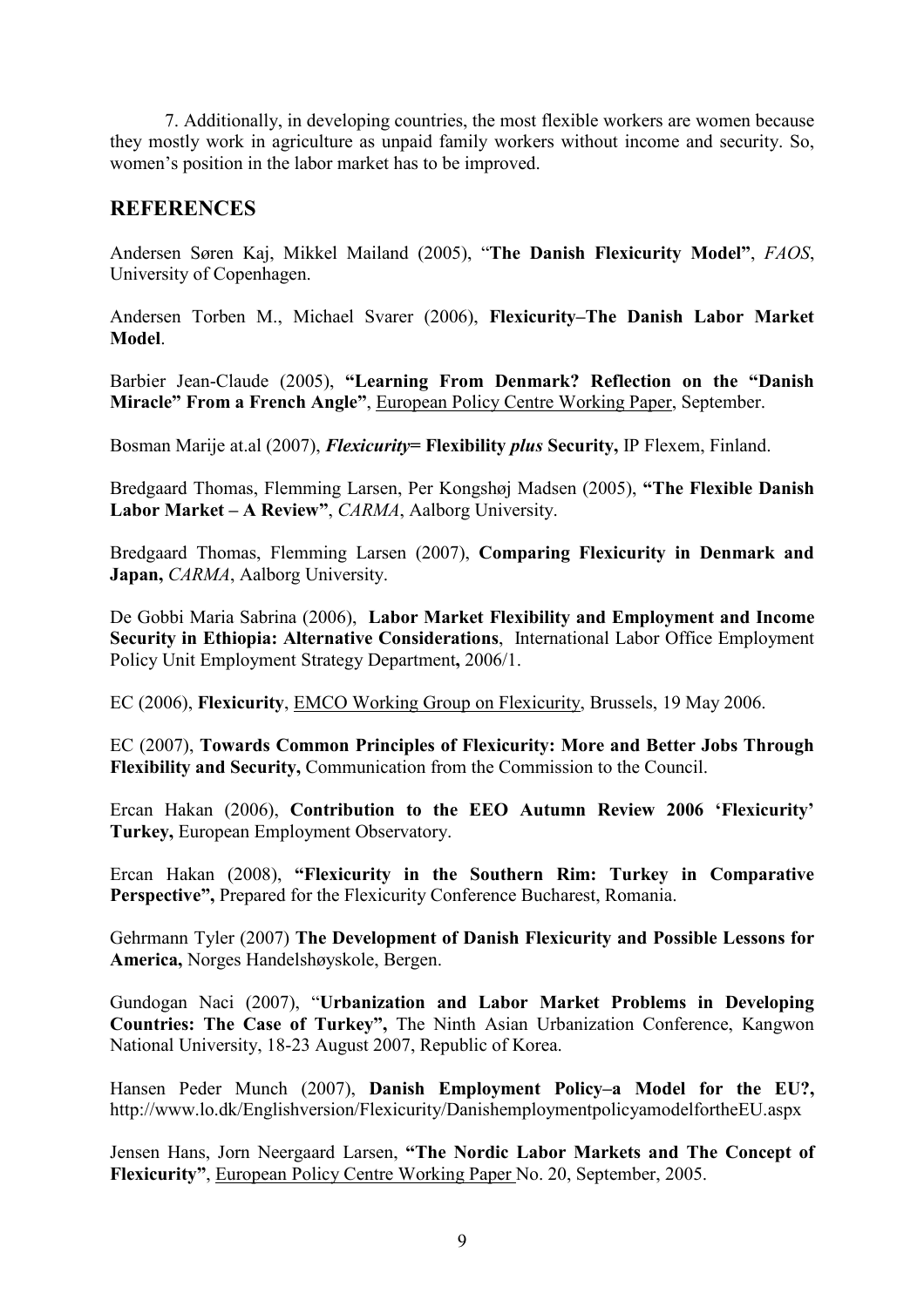7. Additionally, in developing countries, the most flexible workers are women because they mostly work in agriculture as unpaid family workers without income and security. So, women's position in the labor market has to be improved.

## REFERENCES

Andersen Søren Kaj, Mikkel Mailand (2005), "**The Danish Flexicurity Model**", *FAOS*, University of Copenhagen.

Andersen Torben M., Michael Svarer (2006), **Flexicurity–The Danish Labor Market Model**.

Barbier Jean-Claude (2005), **"Learning From Denmark? Reflection on the "Danish Miracle" From a French Angle"**, European Policy Centre Working Paper, September.

Bosman Marije at.al (2007), ***Flexicurity*= Flexibility *plus* Security,** IP Flexem, Finland.

Bredgaard Thomas, Flemming Larsen, Per Kongshøj Madsen (2005), **"The Flexible Danish Labor Market – A Review"**, *CARMA*, Aalborg University.

Bredgaard Thomas, Flemming Larsen (2007), **Comparing Flexicurity in Denmark and Japan,** *CARMA*, Aalborg University.

De Gobbi Maria Sabrina (2006), **Labor Market Flexibility and Employment and Income Security in Ethiopia: Alternative Considerations**, International Labor Office Employment Policy Unit Employment Strategy Department**,** 2006/1.

EC (2006), **Flexicurity**, EMCO Working Group on Flexicurity, Brussels, 19 May 2006.

EC (2007), **Towards Common Principles of Flexicurity: More and Better Jobs Through Flexibility and Security,** Communication from the Commission to the Council.

Ercan Hakan (2006), **Contribution to the EEO Autumn Review 2006 'Flexicurity' Turkey,** European Employment Observatory.

Ercan Hakan (2008), **"Flexicurity in the Southern Rim: Turkey in Comparative Perspective",** Prepared for the Flexicurity Conference Bucharest, Romania.

Gehrmann Tyler (2007) **The Development of Danish Flexicurity and Possible Lessons for America,** Norges Handelshøyskole, Bergen.

Gundogan Naci (2007), "**Urbanization and Labor Market Problems in Developing Countries: The Case of Turkey",** The Ninth Asian Urbanization Conference, Kangwon National University, 18-23 August 2007, Republic of Korea.

Hansen Peder Munch (2007), **Danish Employment Policy–a Model for the EU?,** http://www.lo.dk/Englishversion/Flexicurity/DanishemploymentpolicyamodelfortheEU.aspx

Jensen Hans, Jorn Neergaard Larsen, **"The Nordic Labor Markets and The Concept of Flexicurity"**, European Policy Centre Working Paper No. 20, September, 2005.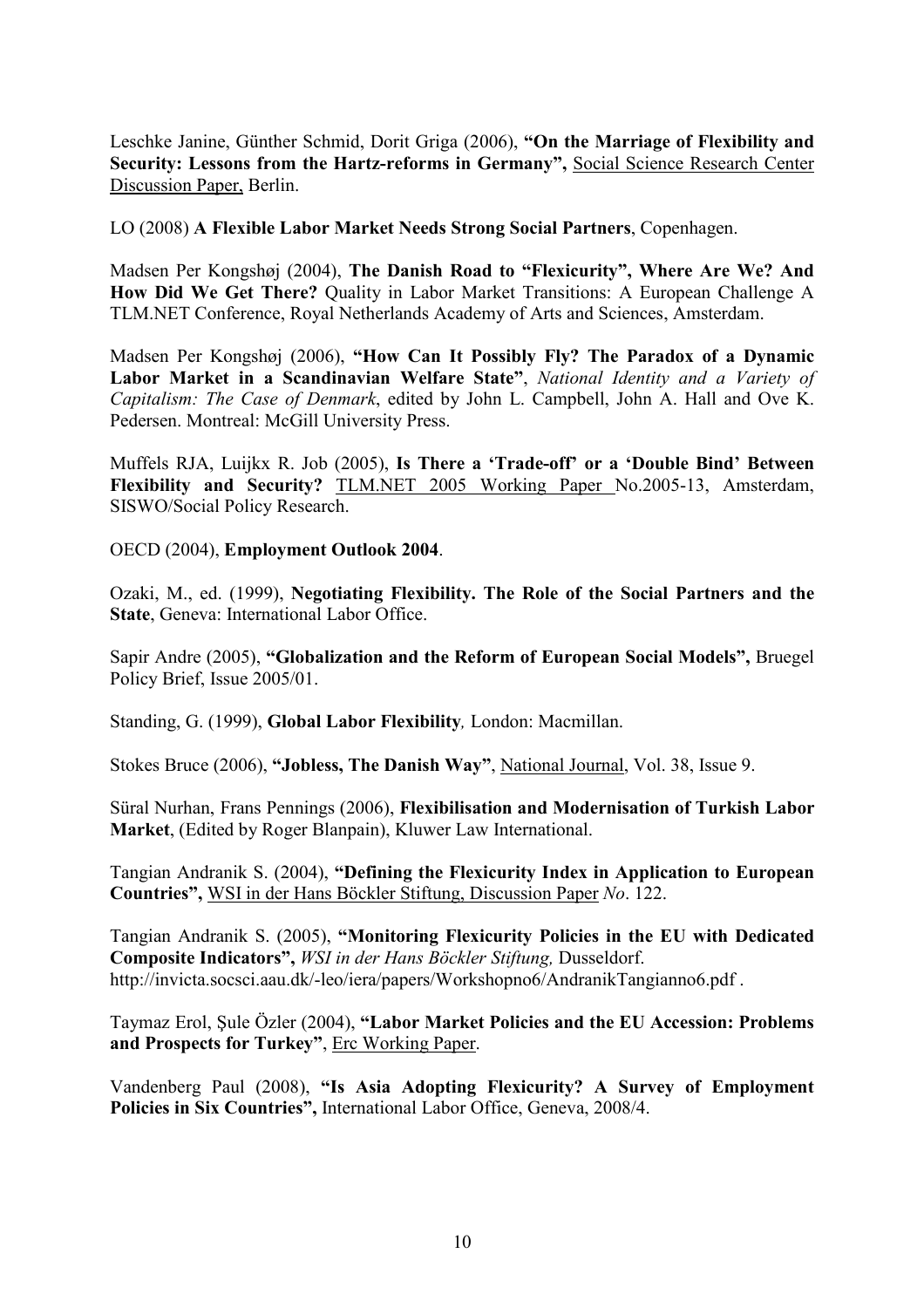Leschke Janine, Günther Schmid, Dorit Griga (2006), **"On the Marriage of Flexibility and Security: Lessons from the Hartz-reforms in Germany",** Social Science Research Center Discussion Paper, Berlin.

LO (2008) **A Flexible Labor Market Needs Strong Social Partners**, Copenhagen.

Madsen Per Kongshøj (2004), **The Danish Road to "Flexicurity", Where Are We? And How Did We Get There?** Quality in Labor Market Transitions: A European Challenge A TLM.NET Conference, Royal Netherlands Academy of Arts and Sciences, Amsterdam.

Madsen Per Kongshøj (2006), **"How Can It Possibly Fly? The Paradox of a Dynamic Labor Market in a Scandinavian Welfare State"**, *National Identity and a Variety of Capitalism: The Case of Denmark*, edited by John L. Campbell, John A. Hall and Ove K. Pedersen. Montreal: McGill University Press.

Muffels RJA, Luijkx R. Job (2005), **Is There a 'Trade-off' or a 'Double Bind' Between Flexibility and Security?** TLM.NET 2005 Working Paper No.2005-13, Amsterdam, SISWO/Social Policy Research.

OECD (2004), **Employment Outlook 2004**.

Ozaki, M., ed. (1999), **Negotiating Flexibility. The Role of the Social Partners and the State**, Geneva: International Labor Office.

Sapir Andre (2005), **"Globalization and the Reform of European Social Models",** Bruegel Policy Brief, Issue 2005/01.

Standing, G. (1999), **Global Labor Flexibility***,* London: Macmillan.

Stokes Bruce (2006), **"Jobless, The Danish Way"**, National Journal, Vol. 38, Issue 9.

Süral Nurhan, Frans Pennings (2006), **Flexibilisation and Modernisation of Turkish Labor Market**, (Edited by Roger Blanpain), Kluwer Law International.

Tangian Andranik S. (2004), **"Defining the Flexicurity Index in Application to European Countries",** WSI in der Hans Böckler Stiftung, Discussion Paper *No*. 122.

Tangian Andranik S. (2005), **"Monitoring Flexicurity Policies in the EU with Dedicated Composite Indicators",** *WSI in der Hans Böckler Stiftung,* Dusseldorf. http://invicta.socsci.aau.dk/-leo/iera/papers/Workshopno6/AndranikTangianno6.pdf .

Taymaz Erol, Şule Özler (2004), **"Labor Market Policies and the EU Accession: Problems and Prospects for Turkey"**, Erc Working Paper.

Vandenberg Paul (2008), **"Is Asia Adopting Flexicurity? A Survey of Employment Policies in Six Countries",** International Labor Office, Geneva, 2008/4.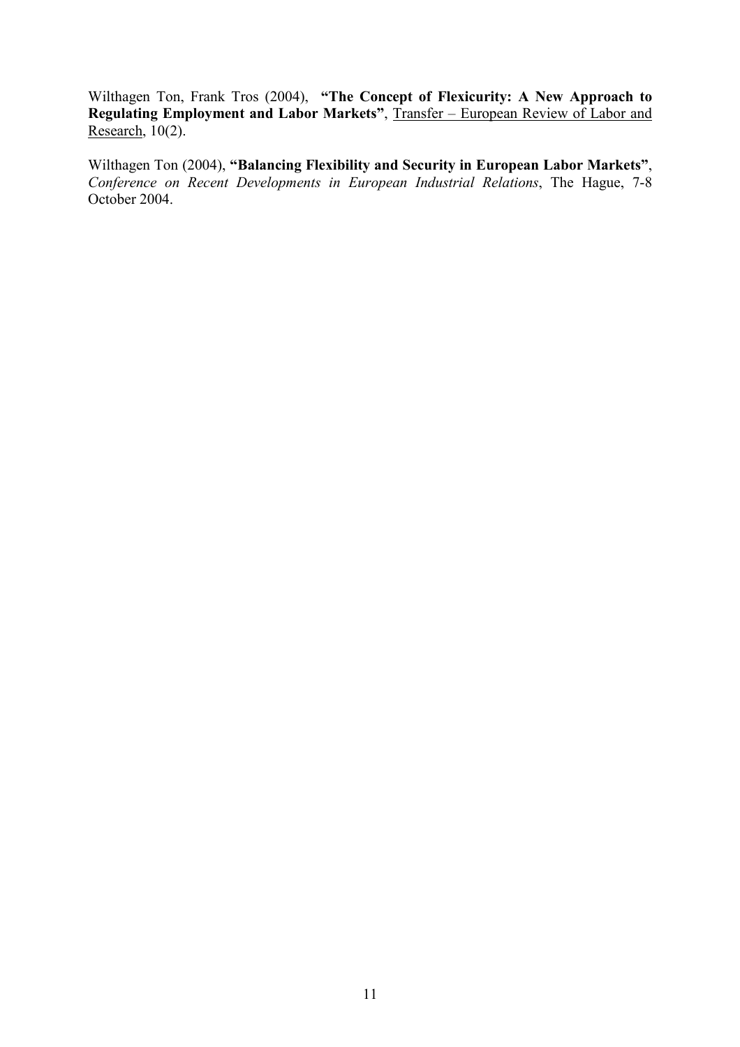Wilthagen Ton, Frank Tros (2004), **"The Concept of Flexicurity: A New Approach to Regulating Employment and Labor Markets"**, Transfer – European Review of Labor and Research, 10(2).

Wilthagen Ton (2004), **"Balancing Flexibility and Security in European Labor Markets"**, *Conference on Recent Developments in European Industrial Relations*, The Hague, 7-8 October 2004.